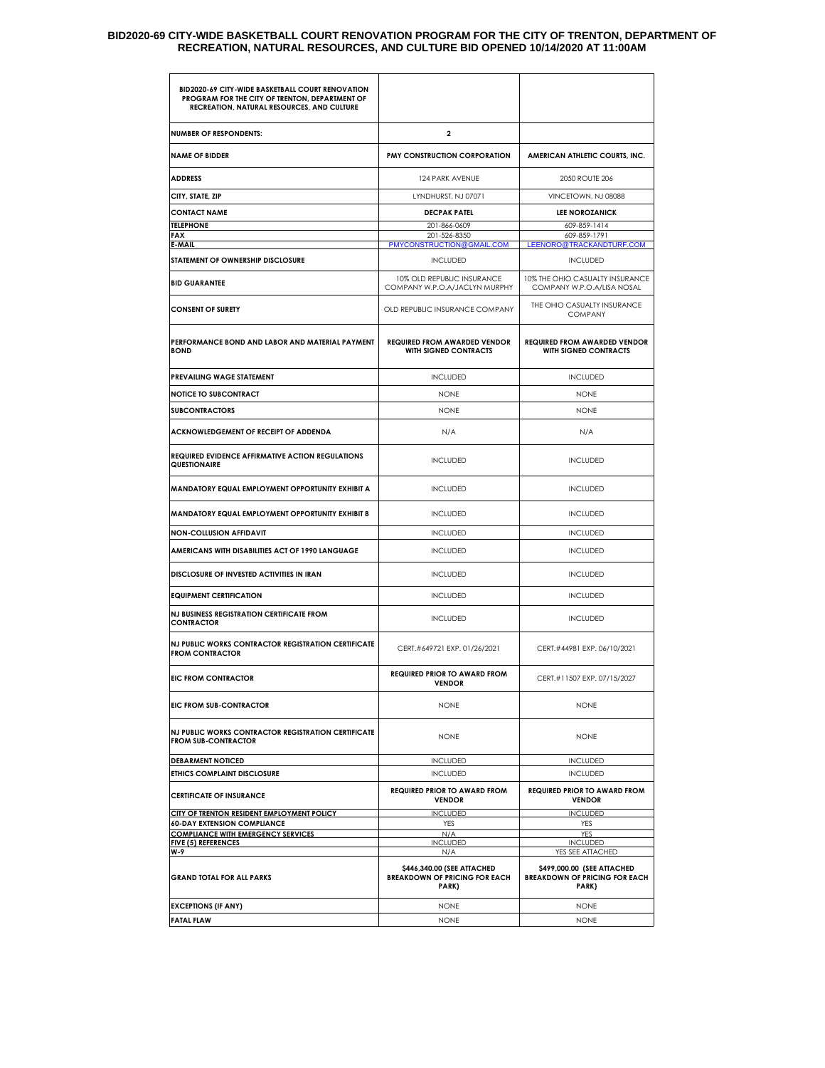# BID2020-69 CITY-WIDE BASKETBALL COURT RENOVATION PROGRAM FOR THE CITY OF TRENTON, DEPARTMENT OF RECREATION, NATURAL RESOURCES, AND CULTURE BID OPENED 10/14/2020 AT 11:00AM

| BID2020-69 CITY-WIDE BASKETBALL COURT RENOVATION PROGRAM FOR THE CITY OF TRENTON, DEPARTMENT OF RECREATION, NATURAL RESOURCES, AND CULTURE | | |
|---|---|---|
| **NUMBER OF RESPONDENTS:** | **2** | |
| **NAME OF BIDDER** | **PMY CONSTRUCTION CORPORATION** | **AMERICAN ATHLETIC COURTS, INC.** |
| **ADDRESS** | 124 PARK AVENUE | 2050 ROUTE 206 |
| **CITY, STATE, ZIP** | LYNDHURST, NJ 07071 | VINCETOWN, NJ 08088 |
| **CONTACT NAME** | **DECPAK PATEL** | **LEE NOROZANICK** |
| **TELEPHONE** | 201-866-0609 | 609-859-1414 |
| **FAX** | 201-526-8350 | 609-859-1791 |
| **E-MAIL** | PMYCONSTRUCTION@GMAIL.COM | LEENORO@TRACKANDTURF.COM |
| **STATEMENT OF OWNERSHIP DISCLOSURE** | INCLUDED | INCLUDED |
| **BID GUARANTEE** | 10% OLD REPUBLIC INSURANCE COMPANY W.P.O.A/JACLYN MURPHY | 10% THE OHIO CASUALTY INSURANCE COMPANY W.P.O.A/LISA NOSAL |
| **CONSENT OF SURETY** | OLD REPUBLIC INSURANCE COMPANY | THE OHIO CASUALTY INSURANCE COMPANY |
| **PERFORMANCE BOND AND LABOR AND MATERIAL PAYMENT BOND** | **REQUIRED FROM AWARDED VENDOR WITH SIGNED CONTRACTS** | **REQUIRED FROM AWARDED VENDOR WITH SIGNED CONTRACTS** |
| **PREVAILING WAGE STATEMENT** | INCLUDED | INCLUDED |
| **NOTICE TO SUBCONTRACT** | NONE | NONE |
| **SUBCONTRACTORS** | NONE | NONE |
| **ACKNOWLEDGEMENT OF RECEIPT OF ADDENDA** | N/A | N/A |
| **REQUIRED EVIDENCE AFFIRMATIVE ACTION REGULATIONS QUESTIONAIRE** | INCLUDED | INCLUDED |
| **MANDATORY EQUAL EMPLOYMENT OPPORTUNITY EXHIBIT A** | INCLUDED | INCLUDED |
| **MANDATORY EQUAL EMPLOYMENT OPPORTUNITY EXHIBIT B** | INCLUDED | INCLUDED |
| **NON-COLLUSION AFFIDAVIT** | INCLUDED | INCLUDED |
| **AMERICANS WITH DISABILITIES ACT OF 1990 LANGUAGE** | INCLUDED | INCLUDED |
| **DISCLOSURE OF INVESTED ACTIVITIES IN IRAN** | INCLUDED | INCLUDED |
| **EQUIPMENT CERTIFICATION** | INCLUDED | INCLUDED |
| **NJ BUSINESS REGISTRATION CERTIFICATE FROM CONTRACTOR** | INCLUDED | INCLUDED |
| **NJ PUBLIC WORKS CONTRACTOR REGISTRATION CERTIFICATE FROM CONTRACTOR** | CERT.#649721 EXP. 01/26/2021 | CERT.#44981 EXP. 06/10/2021 |
| **EIC FROM CONTRACTOR** | **REQUIRED PRIOR TO AWARD FROM VENDOR** | CERT.#11507 EXP. 07/15/2027 |
| **EIC FROM SUB-CONTRACTOR** | NONE | NONE |
| **NJ PUBLIC WORKS CONTRACTOR REGISTRATION CERTIFICATE FROM SUB-CONTRACTOR** | NONE | NONE |
| **DEBARMENT NOTICED** | INCLUDED | INCLUDED |
| **ETHICS COMPLAINT DISCLOSURE** | INCLUDED | INCLUDED |
| **CERTIFICATE OF INSURANCE** | **REQUIRED PRIOR TO AWARD FROM VENDOR** | **REQUIRED PRIOR TO AWARD FROM VENDOR** |
| **CITY OF TRENTON RESIDENT EMPLOYMENT POLICY** | INCLUDED | INCLUDED |
| **60-DAY EXTENSION COMPLIANCE** | YES | YES |
| **COMPLIANCE WITH EMERGENCY SERVICES** | N/A | YES |
| **FIVE (5) REFERENCES** | INCLUDED | INCLUDED |
| **W-9** | N/A | YES SEE ATTACHED |
| **GRAND TOTAL FOR ALL PARKS** | **$446,340.00 (SEE ATTACHED BREAKDOWN OF PRICING FOR EACH PARK)** | **$499,000.00 (SEE ATTACHED BREAKDOWN OF PRICING FOR EACH PARK)** |
| **EXCEPTIONS (IF ANY)** | NONE | NONE |
| **FATAL FLAW** | NONE | NONE |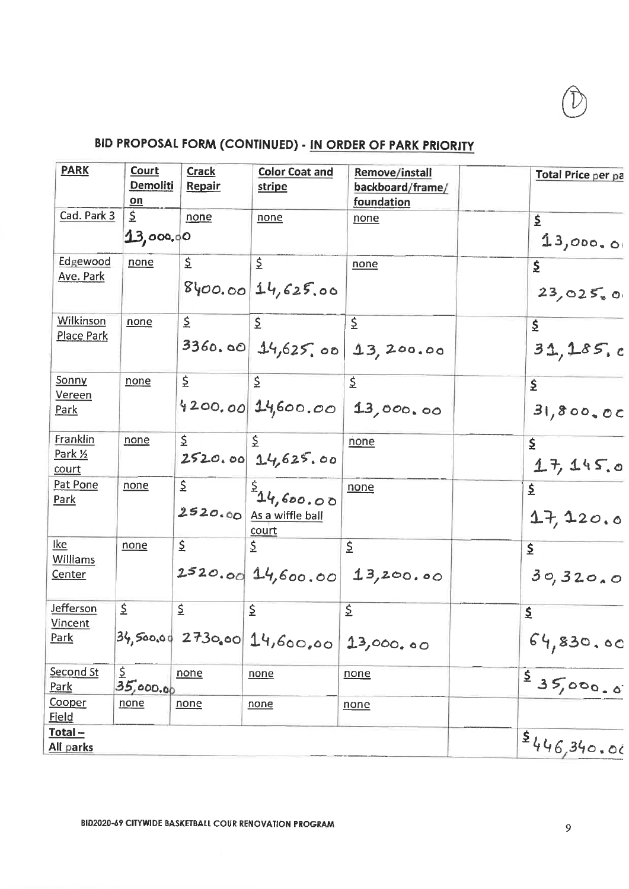(D)

## BID PROPOSAL FORM (CONTINUED) - IN ORDER OF PARK PRIORITY

| PARK | Court Demolition | Crack Repair | Color Coat and stripe | Remove/install backboard/frame/ foundation | | Total Price per pa |
|---|---|---|---|---|---|---|
| Cad. Park 3 | $ 13,000.00 | none | none | none | | $ 13,000.0 |
| Edgewood Ave. Park | none | $ 8400.00 | $ 14,625.00 | none | | $ 23,025.0 |
| Wilkinson Place Park | none | $ 3360.00 | $ 14,625.00 | $ 13,200.00 | | $ 31,185.c |
| Sonny Vereen Park | none | $ 4200.00 | $ 14,600.00 | $ 13,000.00 | | $ 31,800.0c |
| Franklin Park ½ court | none | $ 2520.00 | $ 14,625.00 | none | | $ 17,145.0 |
| Pat Pone Park | none | $ 2520.00 | $ 14,600.00 As a wiffle ball court | none | | $ 17,120.0 |
| Ike Williams Center | none | $ 2520.00 | $ 14,600.00 | $ 13,200.00 | | $ 30,320.0 |
| Jefferson Vincent Park | $ 34,500.00 | $ 2730.00 | $ 14,600.00 | $ 13,000.00 | | $ 64,830.0c |
| Second St Park | $ 35,000.00 | none | none | none | | $ 35,000.0 |
| Cooper Field | none | none | none | none | | |
| Total – All parks | | | | | | $446,340.0 |

BID2020-69 CITYWIDE BASKETBALL COUR RENOVATION PROGRAM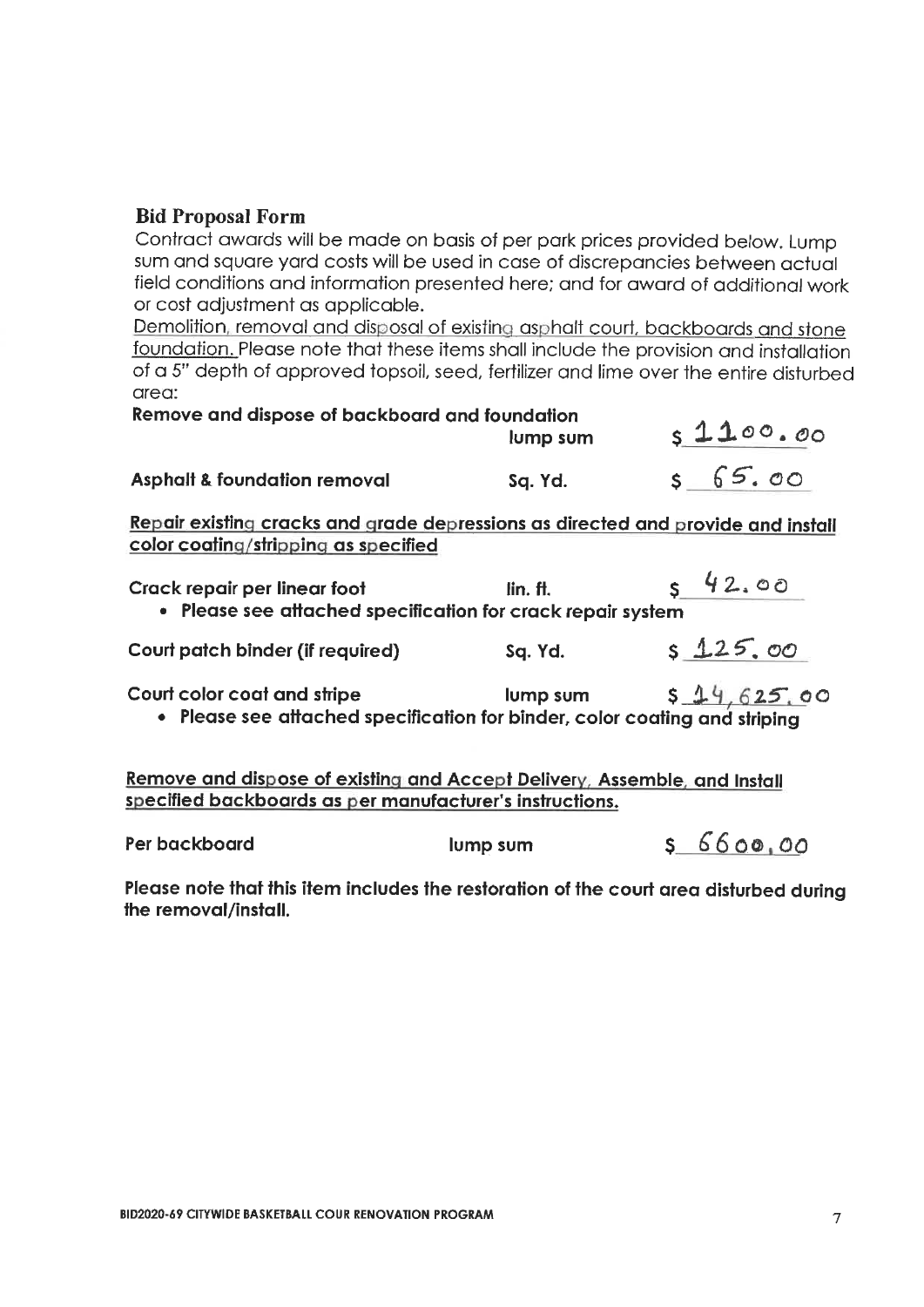## Bid Proposal Form

Contract awards will be made on basis of per park prices provided below. Lump sum and square yard costs will be used in case of discrepancies between actual field conditions and information presented here; and for award of additional work or cost adjustment as applicable.

<u>Demolition, removal and disposal of existing asphalt court, backboards and stone foundation.</u> Please note that these items shall include the provision and installation of a 5" depth of approved topsoil, seed, fertilizer and lime over the entire disturbed area:

| | | |
|---|---|---|
| **Remove and dispose of backboard and foundation** | **lump sum** | $ 1100.00 |
| **Asphalt & foundation removal** | **Sq. Yd.** | $ 65.00 |

**<u>Repair existing cracks and grade depressions as directed and provide and install color coating/stripping as specified</u>**

| | | |
|---|---|---|
| **Crack repair per linear foot** | **lin. ft.** | $ 42.00 |

- **Please see attached specification for crack repair system**

| | | |
|---|---|---|
| **Court patch binder (if required)** | **Sq. Yd.** | $ 125.00 |
| **Court color coat and stripe** | **lump sum** | $ 14,625.00 |

- **Please see attached specification for binder, color coating and striping**

**<u>Remove and dispose of existing and Accept Delivery, Assemble, and Install specified backboards as per manufacturer's instructions.</u>**

| | | |
|---|---|---|
| **Per backboard** | **lump sum** | $ 6600.00 |

**Please note that this item includes the restoration of the court area disturbed during the removal/install.**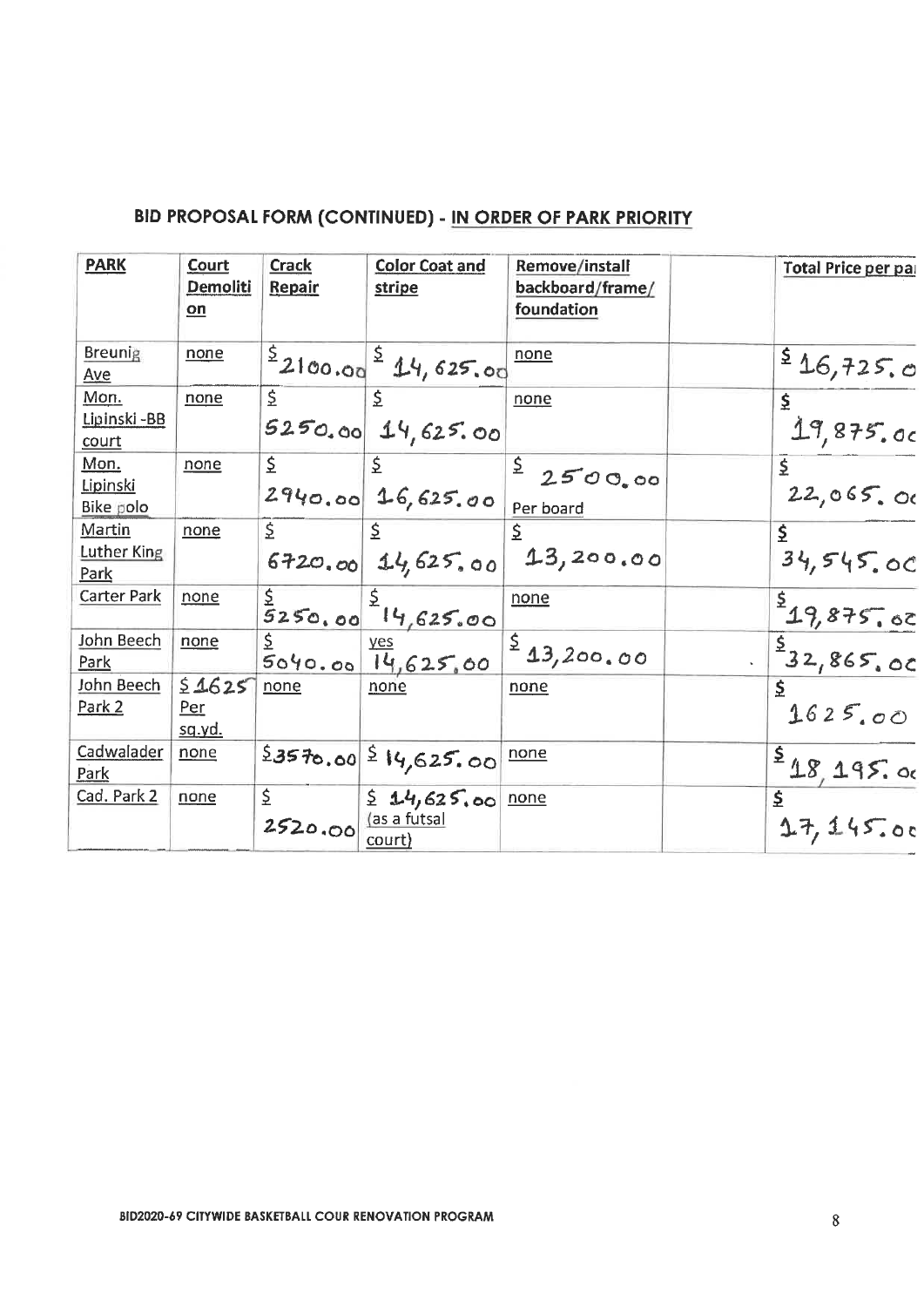## BID PROPOSAL FORM (CONTINUED) - IN ORDER OF PARK PRIORITY

| PARK | Court Demolition | Crack Repair | Color Coat and stripe | Remove/install backboard/frame/ foundation | | Total Price per pa |
|---|---|---|---|---|---|---|
| Breunig Ave | none | $ 2100.00 | $ 14,625.00 | none | | $ 16,725.0 |
| Mon. Lipinski -BB court | none | $ 5250.00 | $ 14,625.00 | none | | $ 19,875.00 |
| Mon. Lipinski Bike polo | none | $ 2940.00 | $ 16,625.00 | $ 2500.00 Per board | | $ 22,065.00 |
| Martin Luther King Park | none | $ 6720.00 | $ 14,625.00 | $ 13,200.00 | | $ 34,545.00 |
| Carter Park | none | $ 5250.00 | $ 14,625.00 | none | | $ 19,875.00 |
| John Beech Park | none | $ 5040.00 | yes 14,625.00 | $ 13,200.00 | | $ 32,865.00 |
| John Beech Park 2 | $ 1625 Per sq.yd. | none | none | none | | $ 1625.00 |
| Cadwalader Park | none | $3570.00 | $ 14,625.00 | none | | $ 18,195.00 |
| Cad. Park 2 | none | $ 2520.00 | $ 14,625.00 (as a futsal court) | none | | $ 17,145.00 |

BID2020-69 CITYWIDE BASKETBALL COUR RENOVATION PROGRAM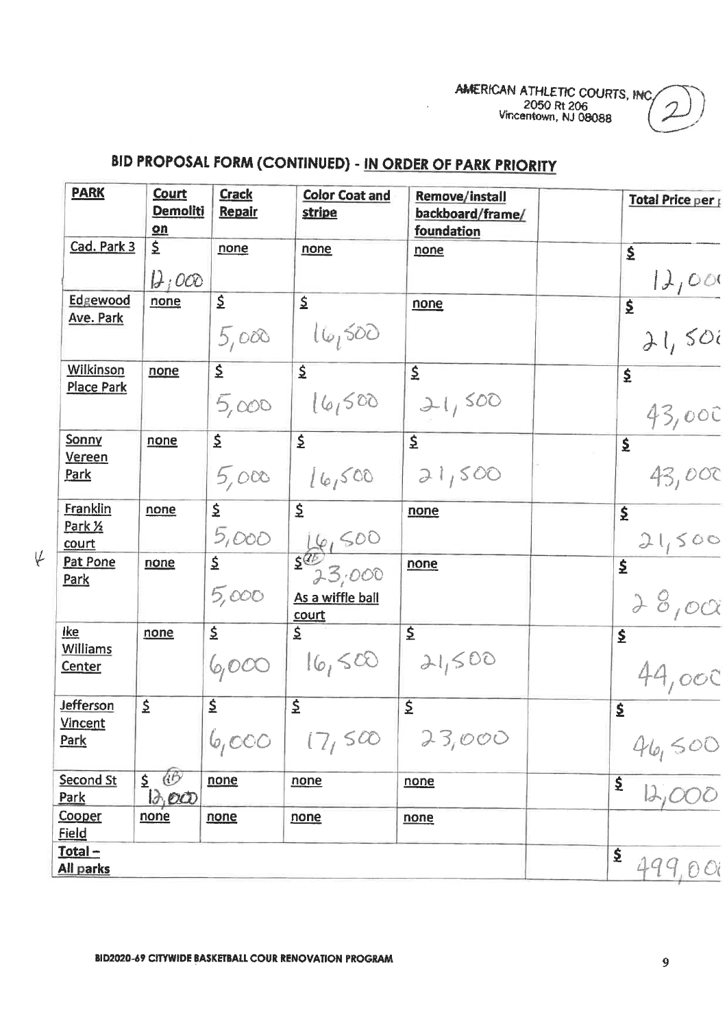AMERICAN ATHLETIC COURTS, INC.
2050 Rt 206
Vincentown, NJ 08088

(2)

## BID PROPOSAL FORM (CONTINUED) - IN ORDER OF PARK PRIORITY

| PARK | Court Demolition | Crack Repair | Color Coat and stripe | Remove/install backboard/frame/ foundation | | Total Price per |
|---|---|---|---|---|---|---|
| Cad. Park 3 | $ 12,000 | none | none | none | | $ 12,000 |
| Edgewood Ave. Park | none | $ 5,000 | $ 16,500 | none | | $ 21,500 |
| Wilkinson Place Park | none | $ 5,000 | $ 16,500 | $ 21,500 | | $ 43,000 |
| Sonny Vereen Park | none | $ 5,000 | $ 16,500 | $ 21,500 | | $ 43,000 |
| Franklin Park ½ court | none | $ 5,000 | $ 16,500 | none | | $ 21,500 |
| Pat Pone Park | none | $ 5,000 | $ 23,000 As a wiffle ball court | none | | $ 28,000 |
| Ike Williams Center | none | $ 6,000 | $ 16,500 | $ 21,500 | | $ 44,000 |
| Jefferson Vincent Park | $ | $ 6,000 | $ 17,500 | $ 23,000 | | $ 46,500 |
| Second St Park | $ 12,000 | none | none | none | | $ 12,000 |
| Cooper Field | none | none | none | none | | |
| Total – All parks | | | | | | $ 499,000 |

BID2020-69 CITYWIDE BASKETBALL COUR RENOVATION PROGRAM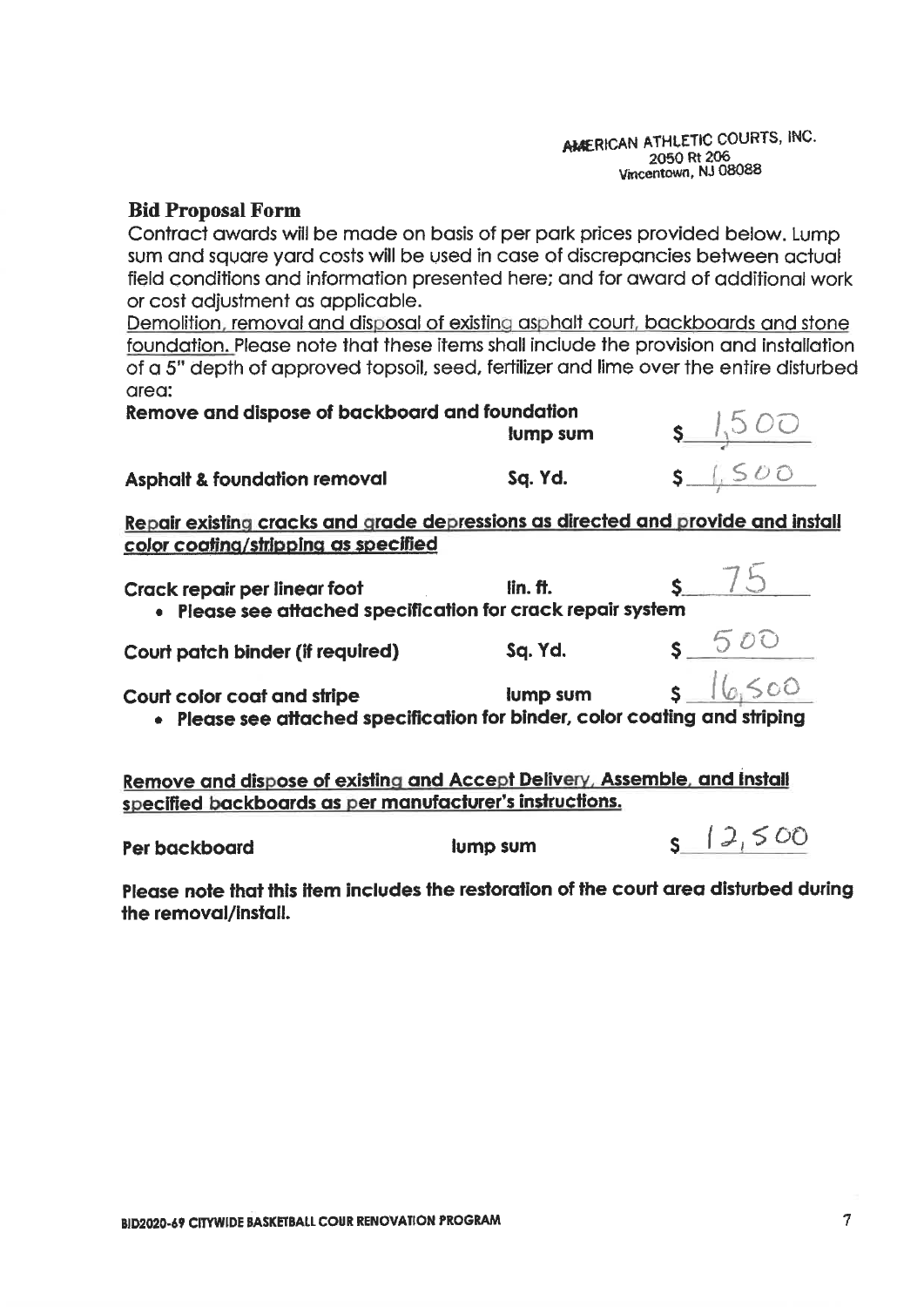AMERICAN ATHLETIC COURTS, INC.
2050 Rt 206
Vincentown, NJ 08088

## Bid Proposal Form

Contract awards will be made on basis of per park prices provided below. Lump sum and square yard costs will be used in case of discrepancies between actual field conditions and information presented here; and for award of additional work or cost adjustment as applicable.

Demolition, removal and disposal of existing asphalt court, backboards and stone foundation. Please note that these items shall include the provision and installation of a 5" depth of approved topsoil, seed, fertilizer and lime over the entire disturbed area:

| | | |
|---|---|---|
| **Remove and dispose of backboard and foundation** | **lump sum** | **$** 1,500 |
| **Asphalt & foundation removal** | **Sq. Yd.** | **$** 1,500 |

Repair existing cracks and grade depressions as directed and provide and install color coating/stripping as specified

| | | |
|---|---|---|
| **Crack repair per linear foot** | **lin. ft.** | **$** 75 |

- **Please see attached specification for crack repair system**

| | | |
|---|---|---|
| **Court patch binder (if required)** | **Sq. Yd.** | **$** 500 |
| **Court color coat and stripe** | **lump sum** | **$** 16,500 |

- **Please see attached specification for binder, color coating and striping**

Remove and dispose of existing and Accept Delivery, Assemble, and Install specified backboards as per manufacturer's instructions.

| | | |
|---|---|---|
| **Per backboard** | **lump sum** | **$** 12,500 |

**Please note that this item includes the restoration of the court area disturbed during the removal/install.**

**BID2020-69 CITYWIDE BASKETBALL COUR RENOVATION PROGRAM**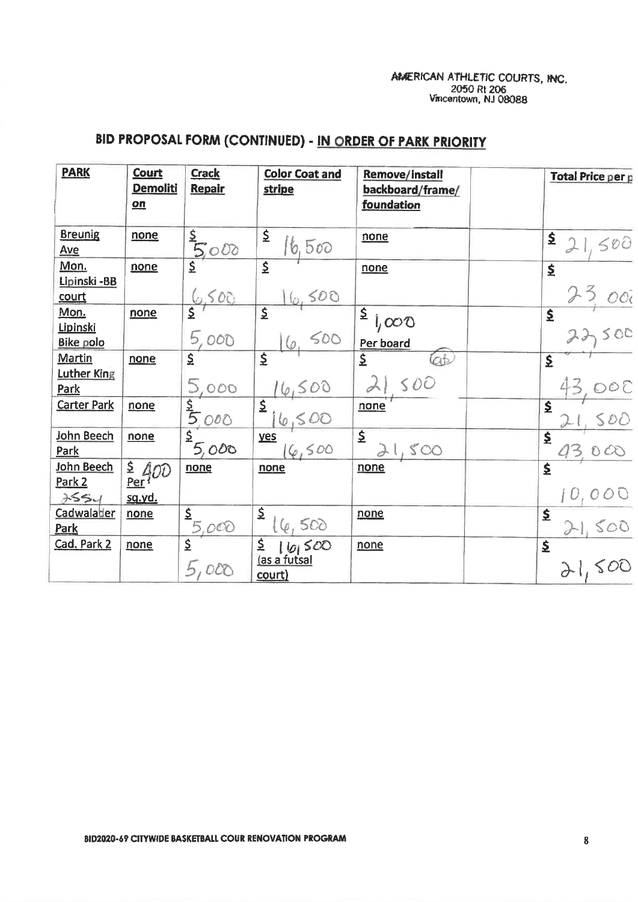AMERICAN ATHLETIC COURTS, INC.
2050 Rt 206
Vincentown, NJ 08088

# BID PROPOSAL FORM (CONTINUED) - IN ORDER OF PARK PRIORITY

| PARK | Court Demolition | Crack Repair | Color Coat and stripe | Remove/install backboard/frame/ foundation | | Total Price per p |
|---|---|---|---|---|---|---|
| Breunig Ave | none | $ 5,000 | $ 16,500 | none | | $ 21,500 |
| Mon. Lipinski -BB court | none | $ 6,500 | $ 16,500 | none | | $ 23,000 |
| Mon. Lipinski Bike polo | none | $ 5,000 | $ 16,500 | $ 1,000 Per board | | $ 22,500 |
| Martin Luther King Park | none | $ 5,000 | $ 16,500 | $ 21,500 (ab) | | $ 43,000 |
| Carter Park | none | $ 5,000 | $ 16,500 | none | | $ 21,500 |
| John Beech Park | none | $ 5,000 | yes 16,500 | $ 21,500 | | $ 43,000 |
| John Beech Park 2 2554 | $ 400 Per sq.yd. | none | none | none | | $ 10,000 |
| Cadwalader Park | none | $ 5,000 | $ 16,500 | none | | $ 21,500 |
| Cad. Park 2 | none | $ 5,000 | $ 16,500 (as a futsal court) | none | | $ 21,500 |

BID2020-69 CITYWIDE BASKETBALL COUR RENOVATION PROGRAM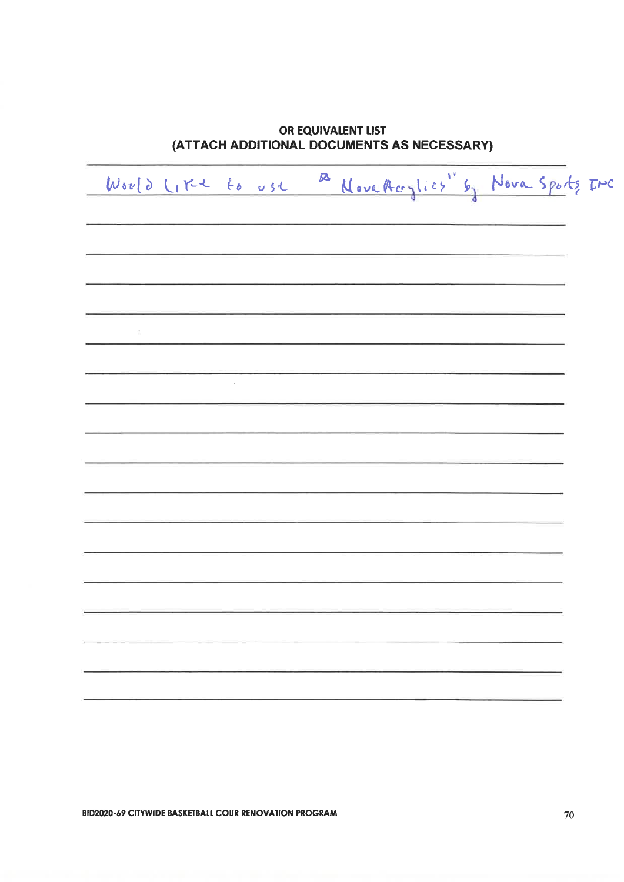**OR EQUIVALENT LIST**
**(ATTACH ADDITIONAL DOCUMENTS AS NECESSARY)**

Would Like to use "Nova Acrylics" by Nova Sports Inc

BID2020-69 CITYWIDE BASKETBALL COUR RENOVATION PROGRAM